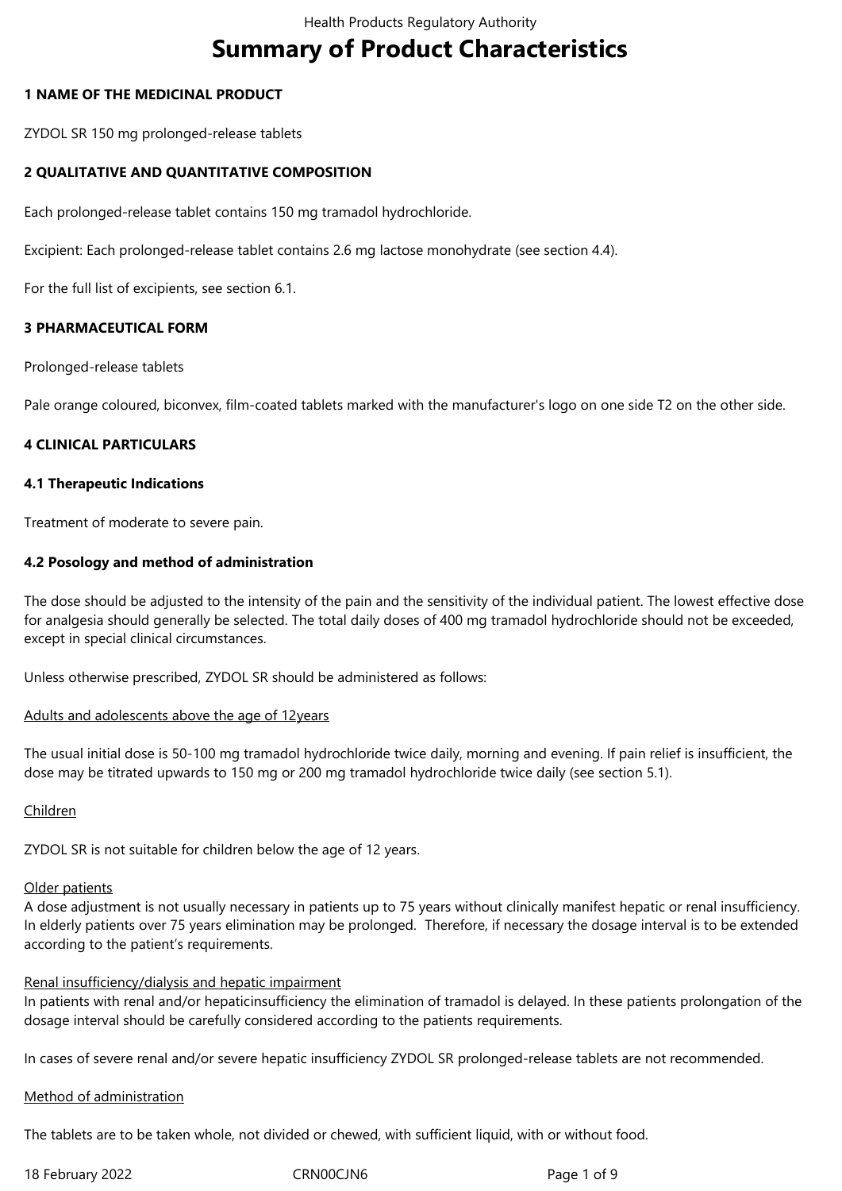# Summary of Product Characteristics

## 1 NAME OF THE MEDICINAL PRODUCT

ZYDOL SR 150 mg prolonged-release tablets

## 2 QUALITATIVE AND QUANTITATIVE COMPOSITION

Each prolonged-release tablet contains 150 mg tramadol hydrochloride.

Excipient: Each prolonged-release tablet contains 2.6 mg lactose monohydrate (see section 4.4).

For the full list of excipients, see section 6.1.

## 3 PHARMACEUTICAL FORM

Prolonged-release tablets

Pale orange coloured, biconvex, film-coated tablets marked with the manufacturer's logo on one side T2 on the other side.

## 4 CLINICAL PARTICULARS

### 4.1 Therapeutic Indications

Treatment of moderate to severe pain.

### 4.2 Posology and method of administration

The dose should be adjusted to the intensity of the pain and the sensitivity of the individual patient. The lowest effective dose for analgesia should generally be selected. The total daily doses of 400 mg tramadol hydrochloride should not be exceeded, except in special clinical circumstances.

Unless otherwise prescribed, ZYDOL SR should be administered as follows:

Adults and adolescents above the age of 12years

The usual initial dose is 50-100 mg tramadol hydrochloride twice daily, morning and evening. If pain relief is insufficient, the dose may be titrated upwards to 150 mg or 200 mg tramadol hydrochloride twice daily (see section 5.1).

Children

ZYDOL SR is not suitable for children below the age of 12 years.

Older patients
A dose adjustment is not usually necessary in patients up to 75 years without clinically manifest hepatic or renal insufficiency. In elderly patients over 75 years elimination may be prolonged. Therefore, if necessary the dosage interval is to be extended according to the patient's requirements.

Renal insufficiency/dialysis and hepatic impairment
In patients with renal and/or hepaticinsufficiency the elimination of tramadol is delayed. In these patients prolongation of the dosage interval should be carefully considered according to the patients requirements.

In cases of severe renal and/or severe hepatic insufficiency ZYDOL SR prolonged-release tablets are not recommended.

Method of administration

The tablets are to be taken whole, not divided or chewed, with sufficient liquid, with or without food.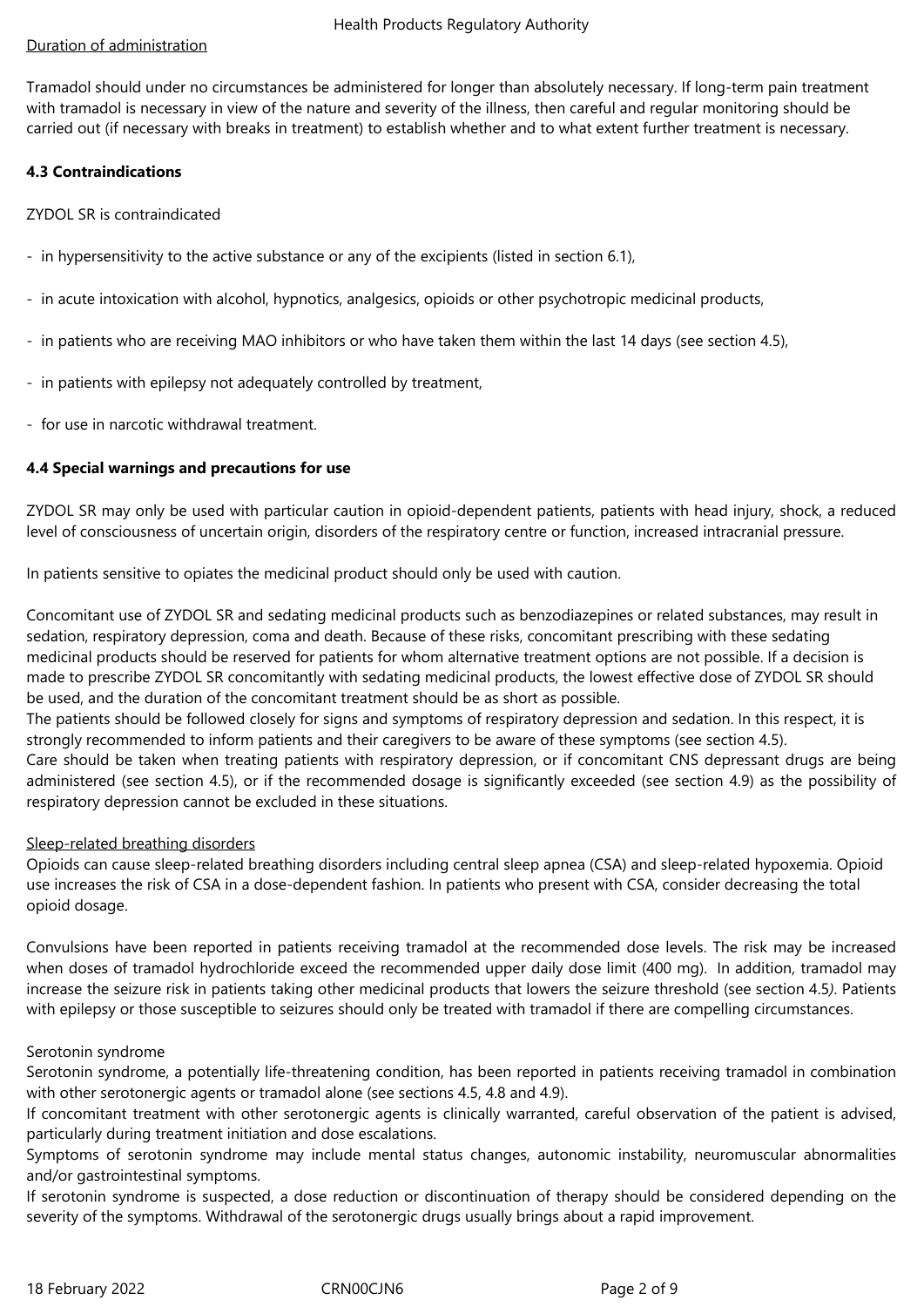Duration of administration

Tramadol should under no circumstances be administered for longer than absolutely necessary. If long-term pain treatment with tramadol is necessary in view of the nature and severity of the illness, then careful and regular monitoring should be carried out (if necessary with breaks in treatment) to establish whether and to what extent further treatment is necessary.

**4.3 Contraindications**

ZYDOL SR is contraindicated

- in hypersensitivity to the active substance or any of the excipients (listed in section 6.1),
- in acute intoxication with alcohol, hypnotics, analgesics, opioids or other psychotropic medicinal products,
- in patients who are receiving MAO inhibitors or who have taken them within the last 14 days (see section 4.5),
- in patients with epilepsy not adequately controlled by treatment,
- for use in narcotic withdrawal treatment.

**4.4 Special warnings and precautions for use**

ZYDOL SR may only be used with particular caution in opioid-dependent patients, patients with head injury, shock, a reduced level of consciousness of uncertain origin, disorders of the respiratory centre or function, increased intracranial pressure.

In patients sensitive to opiates the medicinal product should only be used with caution.

Concomitant use of ZYDOL SR and sedating medicinal products such as benzodiazepines or related substances, may result in sedation, respiratory depression, coma and death. Because of these risks, concomitant prescribing with these sedating medicinal products should be reserved for patients for whom alternative treatment options are not possible. If a decision is made to prescribe ZYDOL SR concomitantly with sedating medicinal products, the lowest effective dose of ZYDOL SR should be used, and the duration of the concomitant treatment should be as short as possible.
The patients should be followed closely for signs and symptoms of respiratory depression and sedation. In this respect, it is strongly recommended to inform patients and their caregivers to be aware of these symptoms (see section 4.5).
Care should be taken when treating patients with respiratory depression, or if concomitant CNS depressant drugs are being administered (see section 4.5), or if the recommended dosage is significantly exceeded (see section 4.9) as the possibility of respiratory depression cannot be excluded in these situations.

Sleep-related breathing disorders
Opioids can cause sleep-related breathing disorders including central sleep apnea (CSA) and sleep-related hypoxemia. Opioid use increases the risk of CSA in a dose-dependent fashion. In patients who present with CSA, consider decreasing the total opioid dosage.

Convulsions have been reported in patients receiving tramadol at the recommended dose levels. The risk may be increased when doses of tramadol hydrochloride exceed the recommended upper daily dose limit (400 mg). In addition, tramadol may increase the seizure risk in patients taking other medicinal products that lowers the seizure threshold (see section 4.5*)*. Patients with epilepsy or those susceptible to seizures should only be treated with tramadol if there are compelling circumstances.

Serotonin syndrome
Serotonin syndrome, a potentially life-threatening condition, has been reported in patients receiving tramadol in combination with other serotonergic agents or tramadol alone (see sections 4.5, 4.8 and 4.9).
If concomitant treatment with other serotonergic agents is clinically warranted, careful observation of the patient is advised, particularly during treatment initiation and dose escalations.
Symptoms of serotonin syndrome may include mental status changes, autonomic instability, neuromuscular abnormalities and/or gastrointestinal symptoms.
If serotonin syndrome is suspected, a dose reduction or discontinuation of therapy should be considered depending on the severity of the symptoms. Withdrawal of the serotonergic drugs usually brings about a rapid improvement.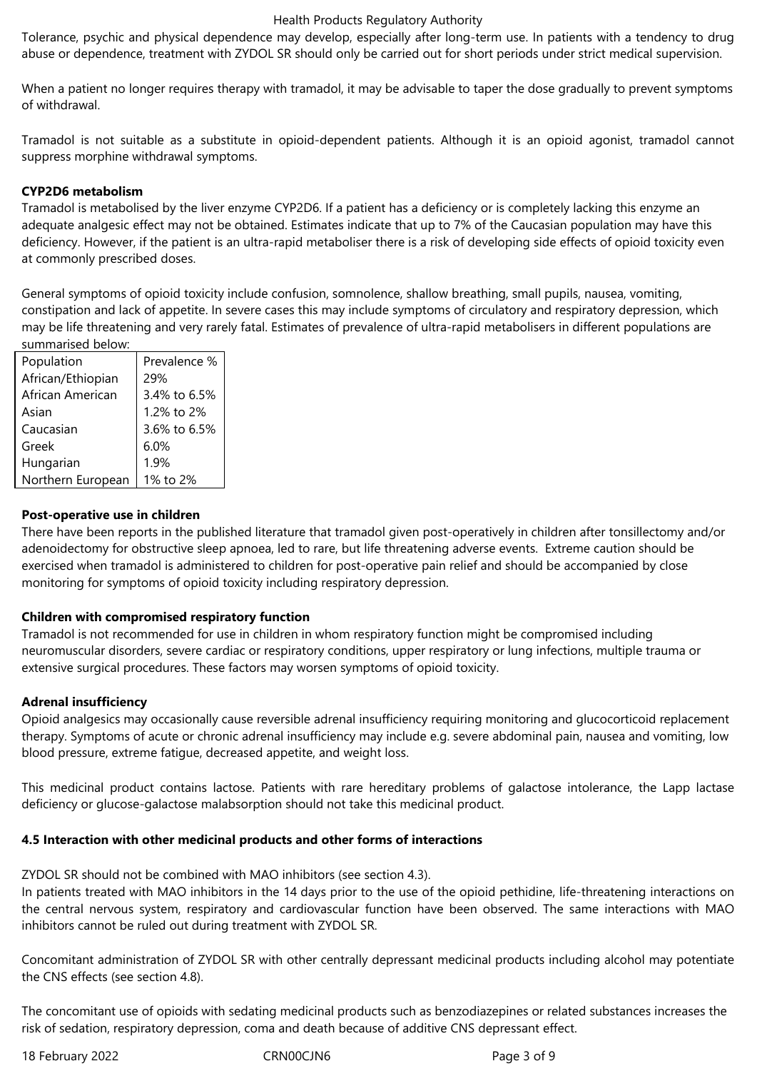Tolerance, psychic and physical dependence may develop, especially after long-term use. In patients with a tendency to drug abuse or dependence, treatment with ZYDOL SR should only be carried out for short periods under strict medical supervision.

When a patient no longer requires therapy with tramadol, it may be advisable to taper the dose gradually to prevent symptoms of withdrawal.

Tramadol is not suitable as a substitute in opioid-dependent patients. Although it is an opioid agonist, tramadol cannot suppress morphine withdrawal symptoms.

**CYP2D6 metabolism**

Tramadol is metabolised by the liver enzyme CYP2D6. If a patient has a deficiency or is completely lacking this enzyme an adequate analgesic effect may not be obtained. Estimates indicate that up to 7% of the Caucasian population may have this deficiency. However, if the patient is an ultra-rapid metaboliser there is a risk of developing side effects of opioid toxicity even at commonly prescribed doses.

General symptoms of opioid toxicity include confusion, somnolence, shallow breathing, small pupils, nausea, vomiting, constipation and lack of appetite. In severe cases this may include symptoms of circulatory and respiratory depression, which may be life threatening and very rarely fatal. Estimates of prevalence of ultra-rapid metabolisers in different populations are summarised below:

| Population | Prevalence % |
|---|---|
| African/Ethiopian | 29% |
| African American | 3.4% to 6.5% |
| Asian | 1.2% to 2% |
| Caucasian | 3.6% to 6.5% |
| Greek | 6.0% |
| Hungarian | 1.9% |
| Northern European | 1% to 2% |

**Post-operative use in children**

There have been reports in the published literature that tramadol given post-operatively in children after tonsillectomy and/or adenoidectomy for obstructive sleep apnoea, led to rare, but life threatening adverse events. Extreme caution should be exercised when tramadol is administered to children for post-operative pain relief and should be accompanied by close monitoring for symptoms of opioid toxicity including respiratory depression.

**Children with compromised respiratory function**

Tramadol is not recommended for use in children in whom respiratory function might be compromised including neuromuscular disorders, severe cardiac or respiratory conditions, upper respiratory or lung infections, multiple trauma or extensive surgical procedures. These factors may worsen symptoms of opioid toxicity.

**Adrenal insufficiency**

Opioid analgesics may occasionally cause reversible adrenal insufficiency requiring monitoring and glucocorticoid replacement therapy. Symptoms of acute or chronic adrenal insufficiency may include e.g. severe abdominal pain, nausea and vomiting, low blood pressure, extreme fatigue, decreased appetite, and weight loss.

This medicinal product contains lactose. Patients with rare hereditary problems of galactose intolerance, the Lapp lactase deficiency or glucose-galactose malabsorption should not take this medicinal product.

**4.5 Interaction with other medicinal products and other forms of interactions**

ZYDOL SR should not be combined with MAO inhibitors (see section 4.3).
In patients treated with MAO inhibitors in the 14 days prior to the use of the opioid pethidine, life-threatening interactions on the central nervous system, respiratory and cardiovascular function have been observed. The same interactions with MAO inhibitors cannot be ruled out during treatment with ZYDOL SR.

Concomitant administration of ZYDOL SR with other centrally depressant medicinal products including alcohol may potentiate the CNS effects (see section 4.8).

The concomitant use of opioids with sedating medicinal products such as benzodiazepines or related substances increases the risk of sedation, respiratory depression, coma and death because of additive CNS depressant effect.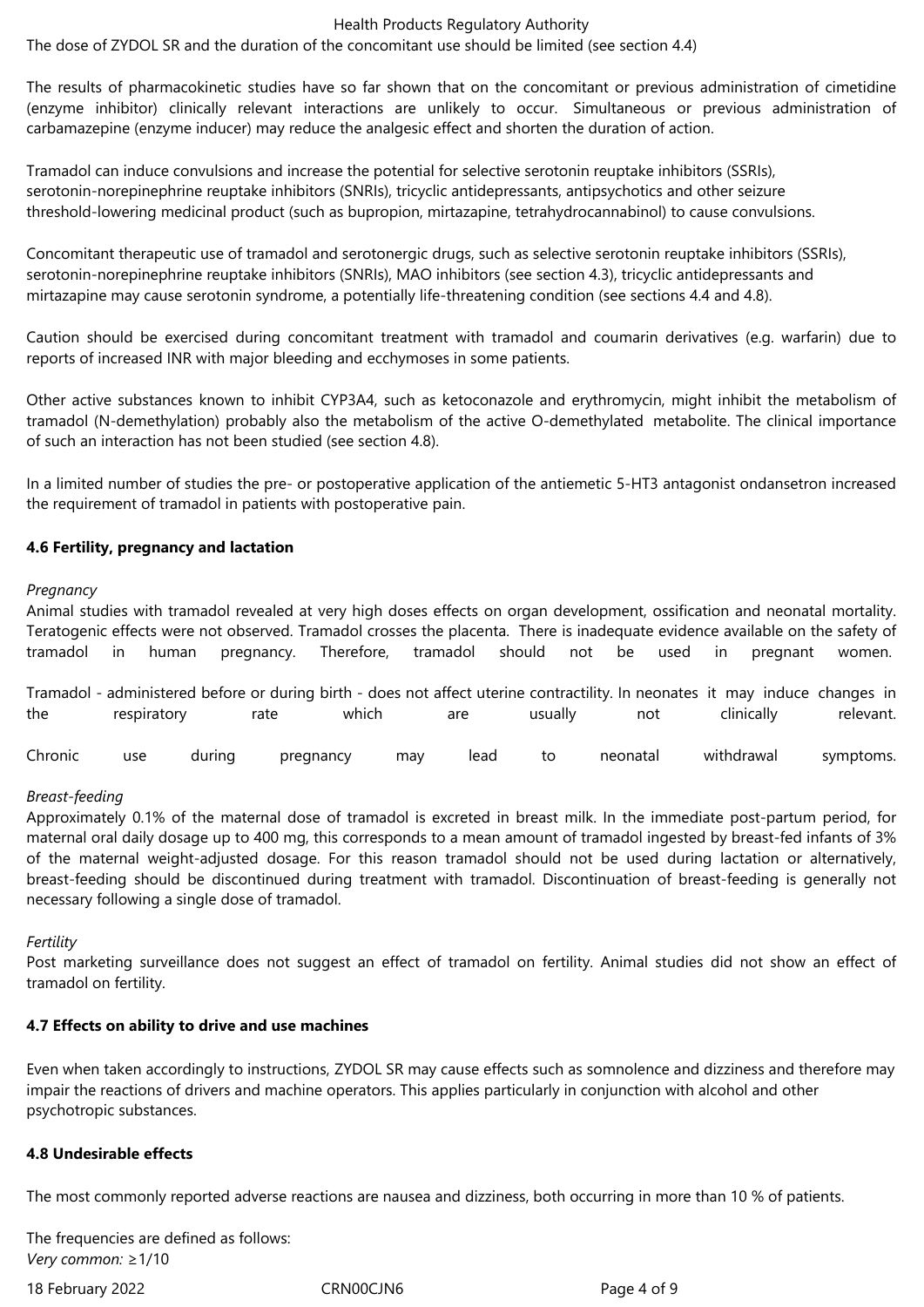The dose of ZYDOL SR and the duration of the concomitant use should be limited (see section 4.4)

The results of pharmacokinetic studies have so far shown that on the concomitant or previous administration of cimetidine (enzyme inhibitor) clinically relevant interactions are unlikely to occur. Simultaneous or previous administration of carbamazepine (enzyme inducer) may reduce the analgesic effect and shorten the duration of action.

Tramadol can induce convulsions and increase the potential for selective serotonin reuptake inhibitors (SSRIs), serotonin-norepinephrine reuptake inhibitors (SNRIs), tricyclic antidepressants, antipsychotics and other seizure threshold-lowering medicinal product (such as bupropion, mirtazapine, tetrahydrocannabinol) to cause convulsions.

Concomitant therapeutic use of tramadol and serotonergic drugs, such as selective serotonin reuptake inhibitors (SSRIs), serotonin-norepinephrine reuptake inhibitors (SNRIs), MAO inhibitors (see section 4.3), tricyclic antidepressants and mirtazapine may cause serotonin syndrome, a potentially life-threatening condition (see sections 4.4 and 4.8).

Caution should be exercised during concomitant treatment with tramadol and coumarin derivatives (e.g. warfarin) due to reports of increased INR with major bleeding and ecchymoses in some patients.

Other active substances known to inhibit CYP3A4, such as ketoconazole and erythromycin, might inhibit the metabolism of tramadol (N-demethylation) probably also the metabolism of the active O-demethylated metabolite. The clinical importance of such an interaction has not been studied (see section 4.8).

In a limited number of studies the pre- or postoperative application of the antiemetic 5-HT3 antagonist ondansetron increased the requirement of tramadol in patients with postoperative pain.

### 4.6 Fertility, pregnancy and lactation

*Pregnancy*

Animal studies with tramadol revealed at very high doses effects on organ development, ossification and neonatal mortality. Teratogenic effects were not observed. Tramadol crosses the placenta. There is inadequate evidence available on the safety of tramadol in human pregnancy. Therefore, tramadol should not be used in pregnant women.

Tramadol - administered before or during birth - does not affect uterine contractility. In neonates it may induce changes in the respiratory rate which are usually not clinically relevant.

Chronic use during pregnancy may lead to neonatal withdrawal symptoms.

*Breast-feeding*

Approximately 0.1% of the maternal dose of tramadol is excreted in breast milk. In the immediate post-partum period, for maternal oral daily dosage up to 400 mg, this corresponds to a mean amount of tramadol ingested by breast-fed infants of 3% of the maternal weight-adjusted dosage. For this reason tramadol should not be used during lactation or alternatively, breast-feeding should be discontinued during treatment with tramadol. Discontinuation of breast-feeding is generally not necessary following a single dose of tramadol.

*Fertility*

Post marketing surveillance does not suggest an effect of tramadol on fertility. Animal studies did not show an effect of tramadol on fertility.

### 4.7 Effects on ability to drive and use machines

Even when taken accordingly to instructions, ZYDOL SR may cause effects such as somnolence and dizziness and therefore may impair the reactions of drivers and machine operators. This applies particularly in conjunction with alcohol and other psychotropic substances.

### 4.8 Undesirable effects

The most commonly reported adverse reactions are nausea and dizziness, both occurring in more than 10 % of patients.

The frequencies are defined as follows:
*Very common:* ≥1/10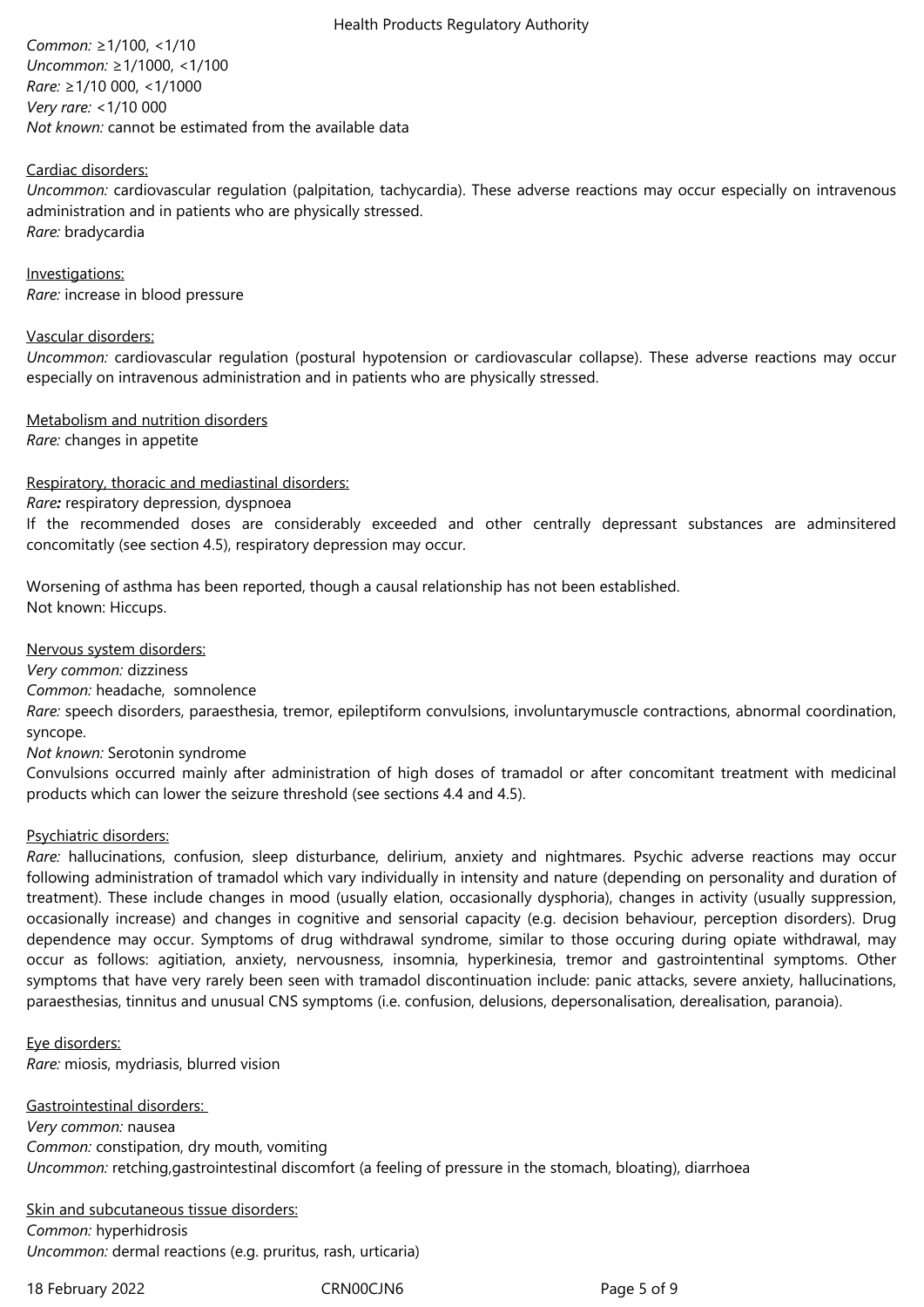*Common:* ≥1/100, <1/10
*Uncommon:* ≥1/1000, <1/100
*Rare:* ≥1/10 000, <1/1000
*Very rare:* <1/10 000
*Not known:* cannot be estimated from the available data

Cardiac disorders:
*Uncommon:* cardiovascular regulation (palpitation, tachycardia). These adverse reactions may occur especially on intravenous administration and in patients who are physically stressed.
*Rare:* bradycardia

Investigations:
*Rare:* increase in blood pressure

Vascular disorders:
*Uncommon:* cardiovascular regulation (postural hypotension or cardiovascular collapse). These adverse reactions may occur especially on intravenous administration and in patients who are physically stressed.

Metabolism and nutrition disorders
*Rare:* changes in appetite

Respiratory, thoracic and mediastinal disorders:
*Rare:* respiratory depression, dyspnoea
If the recommended doses are considerably exceeded and other centrally depressant substances are adminsitered concomitatly (see section 4.5), respiratory depression may occur.

Worsening of asthma has been reported, though a causal relationship has not been established.
Not known: Hiccups.

Nervous system disorders:
*Very common:* dizziness
*Common:* headache, somnolence
*Rare:* speech disorders, paraesthesia, tremor, epileptiform convulsions, involuntarymuscle contractions, abnormal coordination, syncope.
*Not known:* Serotonin syndrome
Convulsions occurred mainly after administration of high doses of tramadol or after concomitant treatment with medicinal products which can lower the seizure threshold (see sections 4.4 and 4.5).

Psychiatric disorders:
*Rare:* hallucinations, confusion, sleep disturbance, delirium, anxiety and nightmares. Psychic adverse reactions may occur following administration of tramadol which vary individually in intensity and nature (depending on personality and duration of treatment). These include changes in mood (usually elation, occasionally dysphoria), changes in activity (usually suppression, occasionally increase) and changes in cognitive and sensorial capacity (e.g. decision behaviour, perception disorders). Drug dependence may occur. Symptoms of drug withdrawal syndrome, similar to those occuring during opiate withdrawal, may occur as follows: agitiation, anxiety, nervousness, insomnia, hyperkinesia, tremor and gastrointentinal symptoms. Other symptoms that have very rarely been seen with tramadol discontinuation include: panic attacks, severe anxiety, hallucinations, paraesthesias, tinnitus and unusual CNS symptoms (i.e. confusion, delusions, depersonalisation, derealisation, paranoia).

Eye disorders:
*Rare:* miosis, mydriasis, blurred vision

Gastrointestinal disorders:
*Very common:* nausea
*Common:* constipation, dry mouth, vomiting
*Uncommon:* retching,gastrointestinal discomfort (a feeling of pressure in the stomach, bloating), diarrhoea

Skin and subcutaneous tissue disorders:
*Common:* hyperhidrosis
*Uncommon:* dermal reactions (e.g. pruritus, rash, urticaria)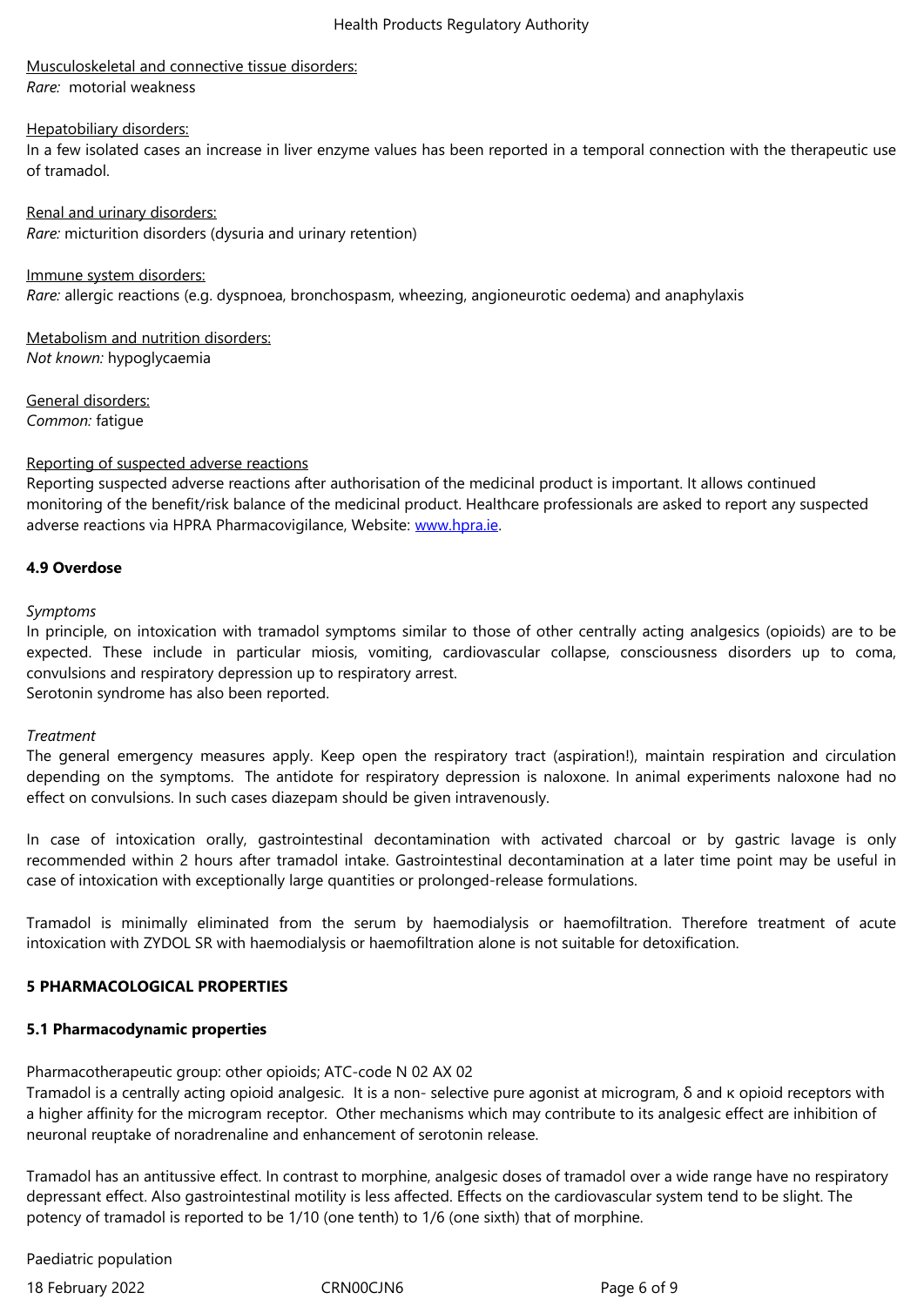Musculoskeletal and connective tissue disorders:
*Rare:* motorial weakness

Hepatobiliary disorders:
In a few isolated cases an increase in liver enzyme values has been reported in a temporal connection with the therapeutic use of tramadol.

Renal and urinary disorders:
*Rare:* micturition disorders (dysuria and urinary retention)

Immune system disorders:
*Rare:* allergic reactions (e.g. dyspnoea, bronchospasm, wheezing, angioneurotic oedema) and anaphylaxis

Metabolism and nutrition disorders:
*Not known:* hypoglycaemia

General disorders:
*Common:* fatigue

Reporting of suspected adverse reactions
Reporting suspected adverse reactions after authorisation of the medicinal product is important. It allows continued monitoring of the benefit/risk balance of the medicinal product. Healthcare professionals are asked to report any suspected adverse reactions via HPRA Pharmacovigilance, Website: www.hpra.ie.

**4.9 Overdose**

*Symptoms*
In principle, on intoxication with tramadol symptoms similar to those of other centrally acting analgesics (opioids) are to be expected. These include in particular miosis, vomiting, cardiovascular collapse, consciousness disorders up to coma, convulsions and respiratory depression up to respiratory arrest.
Serotonin syndrome has also been reported.

*Treatment*
The general emergency measures apply. Keep open the respiratory tract (aspiration!), maintain respiration and circulation depending on the symptoms. The antidote for respiratory depression is naloxone. In animal experiments naloxone had no effect on convulsions. In such cases diazepam should be given intravenously.

In case of intoxication orally, gastrointestinal decontamination with activated charcoal or by gastric lavage is only recommended within 2 hours after tramadol intake. Gastrointestinal decontamination at a later time point may be useful in case of intoxication with exceptionally large quantities or prolonged-release formulations.

Tramadol is minimally eliminated from the serum by haemodialysis or haemofiltration. Therefore treatment of acute intoxication with ZYDOL SR with haemodialysis or haemofiltration alone is not suitable for detoxification.

**5 PHARMACOLOGICAL PROPERTIES**

**5.1 Pharmacodynamic properties**

Pharmacotherapeutic group: other opioids; ATC-code N 02 AX 02
Tramadol is a centrally acting opioid analgesic. It is a non- selective pure agonist at microgram, δ and κ opioid receptors with a higher affinity for the microgram receptor. Other mechanisms which may contribute to its analgesic effect are inhibition of neuronal reuptake of noradrenaline and enhancement of serotonin release.

Tramadol has an antitussive effect. In contrast to morphine, analgesic doses of tramadol over a wide range have no respiratory depressant effect. Also gastrointestinal motility is less affected. Effects on the cardiovascular system tend to be slight. The potency of tramadol is reported to be 1/10 (one tenth) to 1/6 (one sixth) that of morphine.

Paediatric population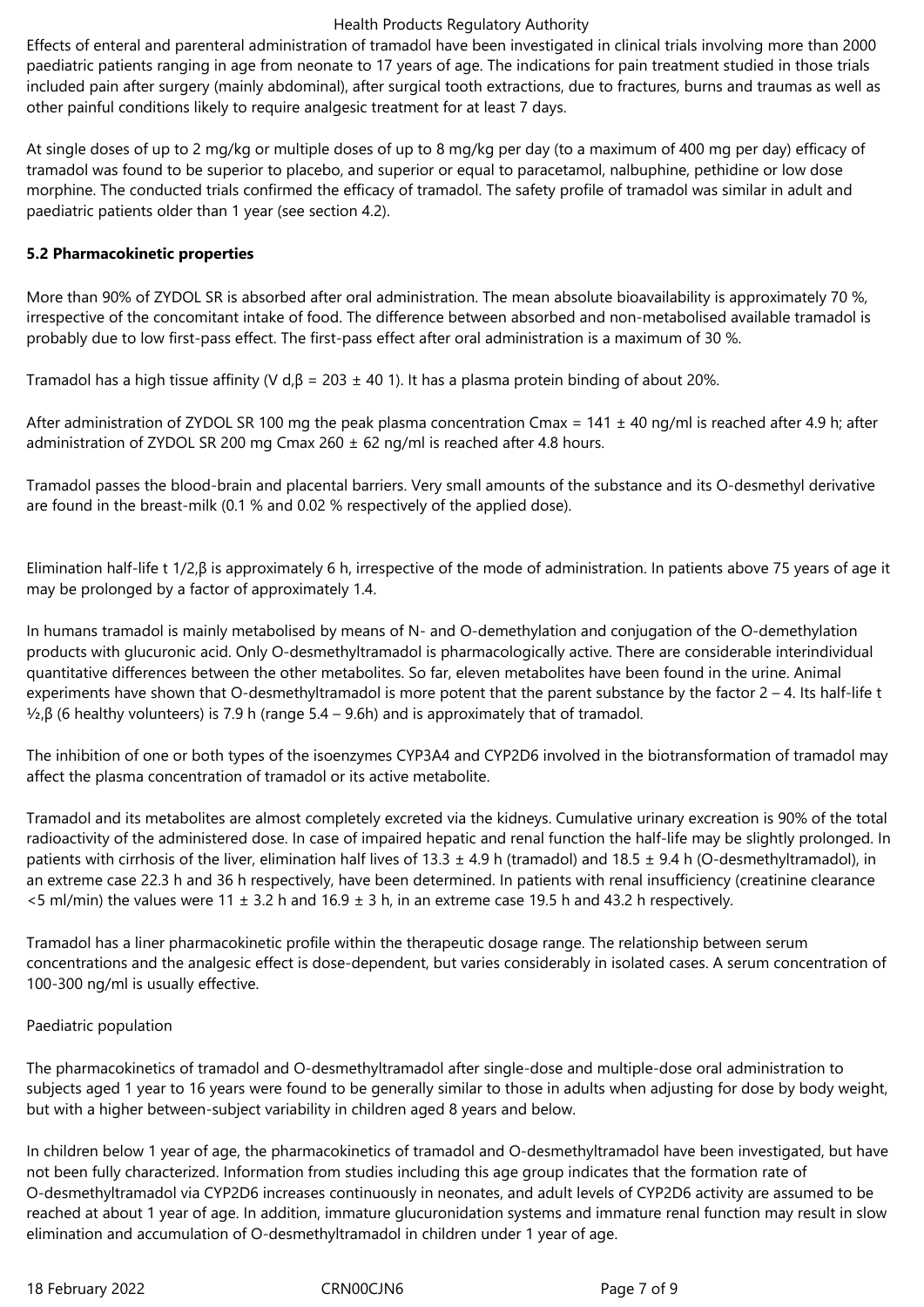Effects of enteral and parenteral administration of tramadol have been investigated in clinical trials involving more than 2000 paediatric patients ranging in age from neonate to 17 years of age. The indications for pain treatment studied in those trials included pain after surgery (mainly abdominal), after surgical tooth extractions, due to fractures, burns and traumas as well as other painful conditions likely to require analgesic treatment for at least 7 days.

At single doses of up to 2 mg/kg or multiple doses of up to 8 mg/kg per day (to a maximum of 400 mg per day) efficacy of tramadol was found to be superior to placebo, and superior or equal to paracetamol, nalbuphine, pethidine or low dose morphine. The conducted trials confirmed the efficacy of tramadol. The safety profile of tramadol was similar in adult and paediatric patients older than 1 year (see section 4.2).

**5.2 Pharmacokinetic properties**

More than 90% of ZYDOL SR is absorbed after oral administration. The mean absolute bioavailability is approximately 70 %, irrespective of the concomitant intake of food. The difference between absorbed and non-metabolised available tramadol is probably due to low first-pass effect. The first-pass effect after oral administration is a maximum of 30 %.

Tramadol has a high tissue affinity ($V_{d,\beta}$ = 203 ± 40 1). It has a plasma protein binding of about 20%.

After administration of ZYDOL SR 100 mg the peak plasma concentration Cmax = 141 ± 40 ng/ml is reached after 4.9 h; after administration of ZYDOL SR 200 mg Cmax 260 ± 62 ng/ml is reached after 4.8 hours.

Tramadol passes the blood-brain and placental barriers. Very small amounts of the substance and its O-desmethyl derivative are found in the breast-milk (0.1 % and 0.02 % respectively of the applied dose).

Elimination half-life $t_{1/2,\beta}$ is approximately 6 h, irrespective of the mode of administration. In patients above 75 years of age it may be prolonged by a factor of approximately 1.4.

In humans tramadol is mainly metabolised by means of N- and O-demethylation and conjugation of the O-demethylation products with glucuronic acid. Only O-desmethyltramadol is pharmacologically active. There are considerable interindividual quantitative differences between the other metabolites. So far, eleven metabolites have been found in the urine. Animal experiments have shown that O-desmethyltramadol is more potent that the parent substance by the factor 2 – 4. Its half-life $t_{½,\beta}$ (6 healthy volunteers) is 7.9 h (range 5.4 – 9.6h) and is approximately that of tramadol.

The inhibition of one or both types of the isoenzymes CYP3A4 and CYP2D6 involved in the biotransformation of tramadol may affect the plasma concentration of tramadol or its active metabolite.

Tramadol and its metabolites are almost completely excreted via the kidneys. Cumulative urinary excreation is 90% of the total radioactivity of the administered dose. In case of impaired hepatic and renal function the half-life may be slightly prolonged. In patients with cirrhosis of the liver, elimination half lives of 13.3 ± 4.9 h (tramadol) and 18.5 ± 9.4 h (O-desmethyltramadol), in an extreme case 22.3 h and 36 h respectively, have been determined. In patients with renal insufficiency (creatinine clearance <5 ml/min) the values were 11 ± 3.2 h and 16.9 ± 3 h, in an extreme case 19.5 h and 43.2 h respectively.

Tramadol has a liner pharmacokinetic profile within the therapeutic dosage range. The relationship between serum concentrations and the analgesic effect is dose-dependent, but varies considerably in isolated cases. A serum concentration of 100-300 ng/ml is usually effective.

Paediatric population

The pharmacokinetics of tramadol and O-desmethyltramadol after single-dose and multiple-dose oral administration to subjects aged 1 year to 16 years were found to be generally similar to those in adults when adjusting for dose by body weight, but with a higher between-subject variability in children aged 8 years and below.

In children below 1 year of age, the pharmacokinetics of tramadol and O-desmethyltramadol have been investigated, but have not been fully characterized. Information from studies including this age group indicates that the formation rate of O-desmethyltramadol via CYP2D6 increases continuously in neonates, and adult levels of CYP2D6 activity are assumed to be reached at about 1 year of age. In addition, immature glucuronidation systems and immature renal function may result in slow elimination and accumulation of O-desmethyltramadol in children under 1 year of age.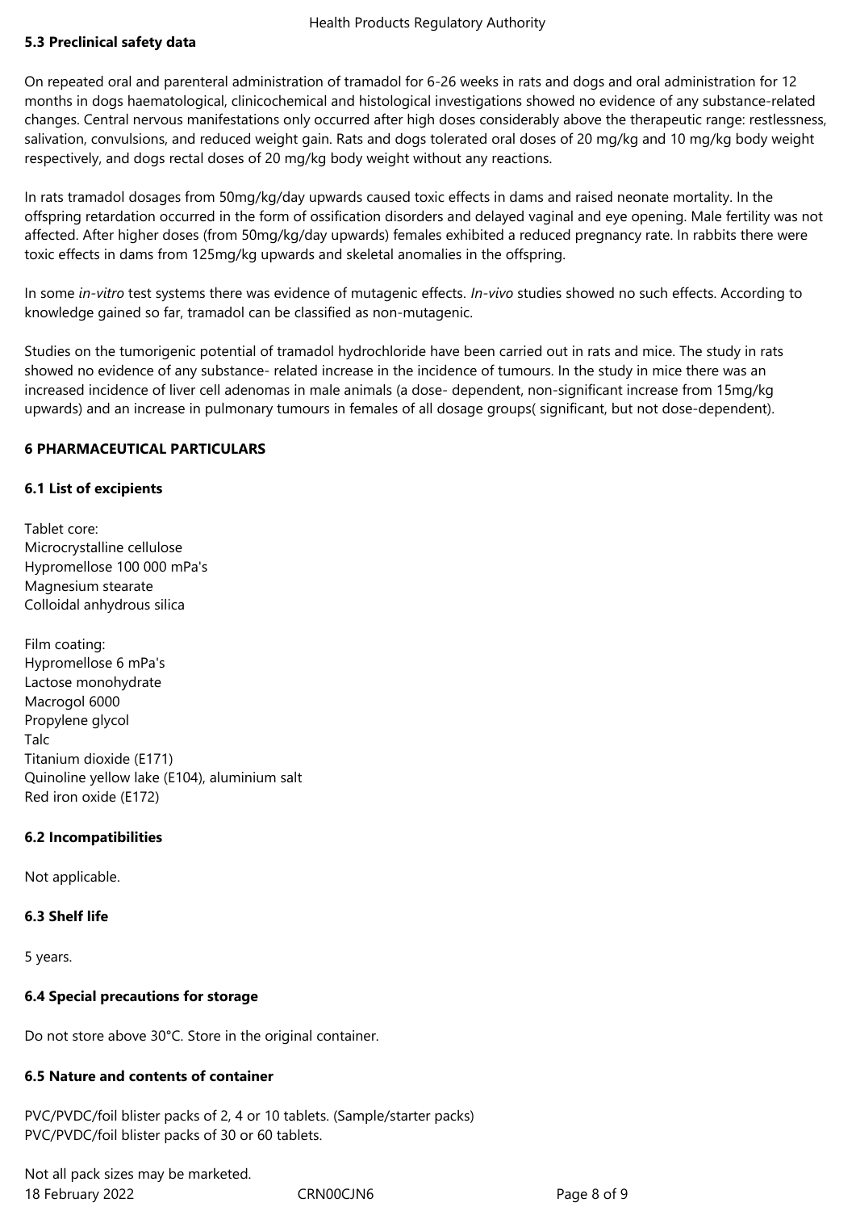### 5.3 Preclinical safety data

On repeated oral and parenteral administration of tramadol for 6-26 weeks in rats and dogs and oral administration for 12 months in dogs haematological, clinicochemical and histological investigations showed no evidence of any substance-related changes. Central nervous manifestations only occurred after high doses considerably above the therapeutic range: restlessness, salivation, convulsions, and reduced weight gain. Rats and dogs tolerated oral doses of 20 mg/kg and 10 mg/kg body weight respectively, and dogs rectal doses of 20 mg/kg body weight without any reactions.

In rats tramadol dosages from 50mg/kg/day upwards caused toxic effects in dams and raised neonate mortality. In the offspring retardation occurred in the form of ossification disorders and delayed vaginal and eye opening. Male fertility was not affected. After higher doses (from 50mg/kg/day upwards) females exhibited a reduced pregnancy rate. In rabbits there were toxic effects in dams from 125mg/kg upwards and skeletal anomalies in the offspring.

In some *in-vitro* test systems there was evidence of mutagenic effects. *In-vivo* studies showed no such effects. According to knowledge gained so far, tramadol can be classified as non-mutagenic.

Studies on the tumorigenic potential of tramadol hydrochloride have been carried out in rats and mice. The study in rats showed no evidence of any substance- related increase in the incidence of tumours. In the study in mice there was an increased incidence of liver cell adenomas in male animals (a dose- dependent, non-significant increase from 15mg/kg upwards) and an increase in pulmonary tumours in females of all dosage groups( significant, but not dose-dependent).

## 6 PHARMACEUTICAL PARTICULARS

### 6.1 List of excipients

Tablet core:
Microcrystalline cellulose
Hypromellose 100 000 mPa's
Magnesium stearate
Colloidal anhydrous silica

Film coating:
Hypromellose 6 mPa's
Lactose monohydrate
Macrogol 6000
Propylene glycol
Talc
Titanium dioxide (E171)
Quinoline yellow lake (E104), aluminium salt
Red iron oxide (E172)

### 6.2 Incompatibilities

Not applicable.

### 6.3 Shelf life

5 years.

### 6.4 Special precautions for storage

Do not store above 30°C. Store in the original container.

### 6.5 Nature and contents of container

PVC/PVDC/foil blister packs of 2, 4 or 10 tablets. (Sample/starter packs)
PVC/PVDC/foil blister packs of 30 or 60 tablets.

Not all pack sizes may be marketed.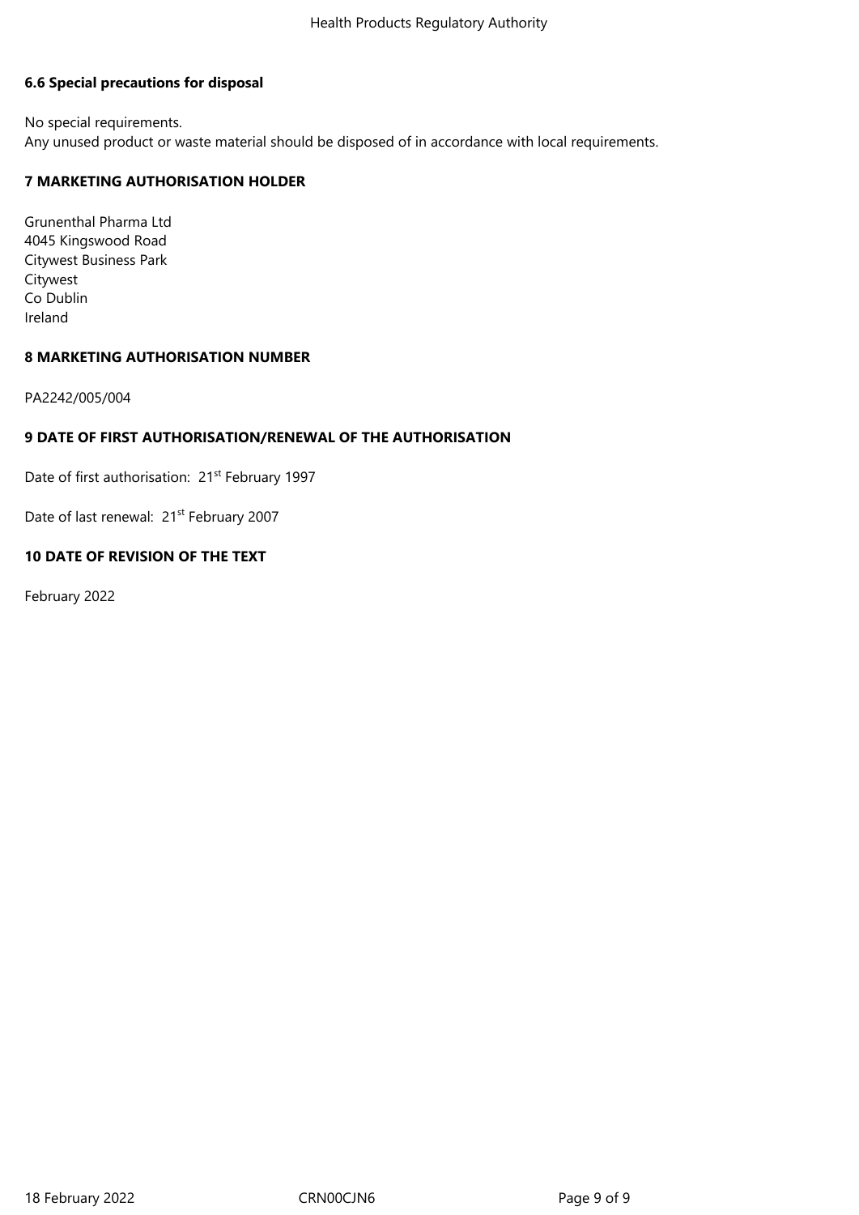### 6.6 Special precautions for disposal

No special requirements.
Any unused product or waste material should be disposed of in accordance with local requirements.

## 7 MARKETING AUTHORISATION HOLDER

Grunenthal Pharma Ltd
4045 Kingswood Road
Citywest Business Park
Citywest
Co Dublin
Ireland

## 8 MARKETING AUTHORISATION NUMBER

PA2242/005/004

## 9 DATE OF FIRST AUTHORISATION/RENEWAL OF THE AUTHORISATION

Date of first authorisation: 21st February 1997

Date of last renewal: 21st February 2007

## 10 DATE OF REVISION OF THE TEXT

February 2022